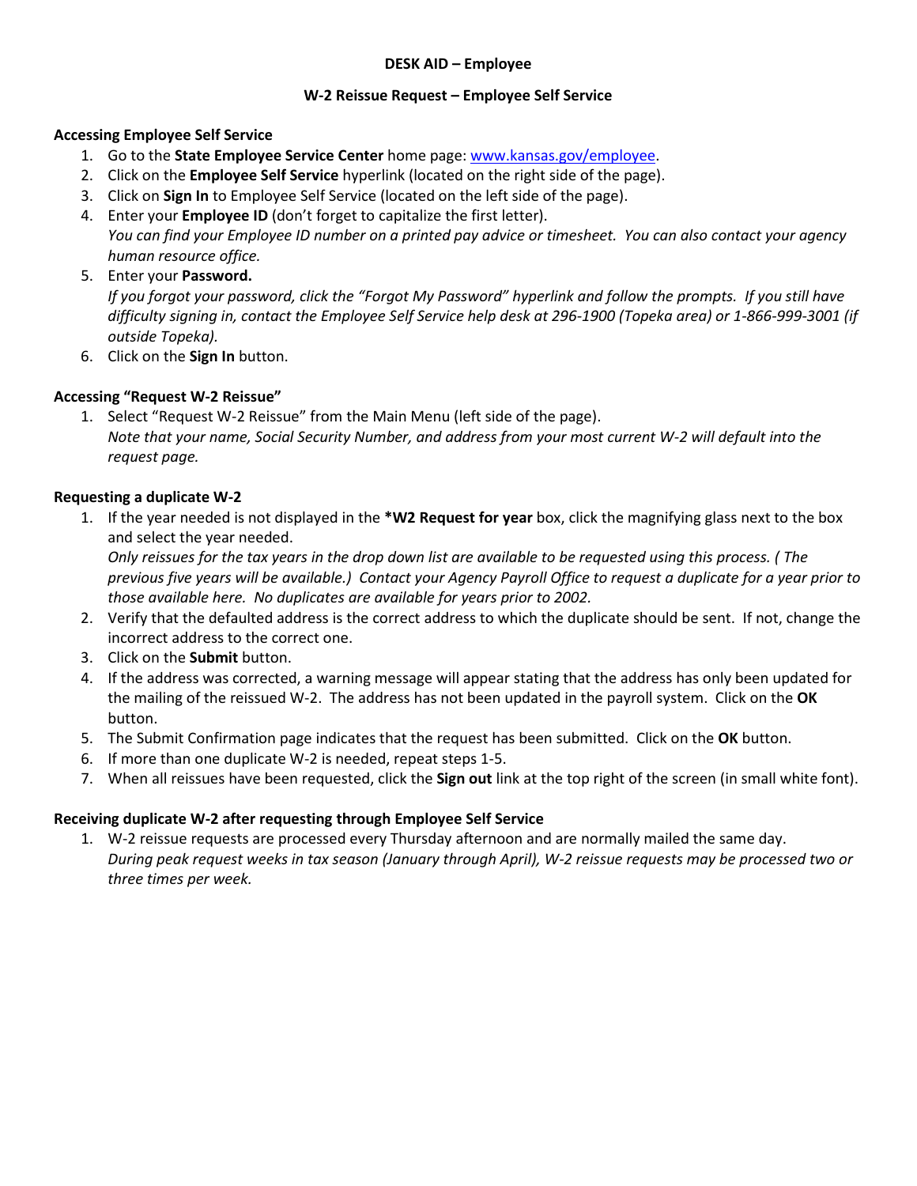# DESK AID – Employee

## W-2 Reissue Request – Employee Self Service

### Accessing Employee Self Service

1. Go to the **State Employee Service Center** home page: [www.kansas.gov/employee](www.kansas.gov/employee).
2. Click on the **Employee Self Service** hyperlink (located on the right side of the page).
3. Click on **Sign In** to Employee Self Service (located on the left side of the page).
4. Enter your **Employee ID** (don't forget to capitalize the first letter).
   *You can find your Employee ID number on a printed pay advice or timesheet. You can also contact your agency human resource office.*
5. Enter your **Password.**
   *If you forgot your password, click the "Forgot My Password" hyperlink and follow the prompts. If you still have difficulty signing in, contact the Employee Self Service help desk at 296-1900 (Topeka area) or 1-866-999-3001 (if outside Topeka).*
6. Click on the **Sign In** button.

### Accessing "Request W-2 Reissue"

1. Select "Request W-2 Reissue" from the Main Menu (left side of the page).
   *Note that your name, Social Security Number, and address from your most current W-2 will default into the request page.*

### Requesting a duplicate W-2

1. If the year needed is not displayed in the **\*W2 Request for year** box, click the magnifying glass next to the box and select the year needed.
   *Only reissues for the tax years in the drop down list are available to be requested using this process. ( The previous five years will be available.) Contact your Agency Payroll Office to request a duplicate for a year prior to those available here. No duplicates are available for years prior to 2002.*
2. Verify that the defaulted address is the correct address to which the duplicate should be sent. If not, change the incorrect address to the correct one.
3. Click on the **Submit** button.
4. If the address was corrected, a warning message will appear stating that the address has only been updated for the mailing of the reissued W-2. The address has not been updated in the payroll system. Click on the **OK** button.
5. The Submit Confirmation page indicates that the request has been submitted. Click on the **OK** button.
6. If more than one duplicate W-2 is needed, repeat steps 1-5.
7. When all reissues have been requested, click the **Sign out** link at the top right of the screen (in small white font).

### Receiving duplicate W-2 after requesting through Employee Self Service

1. W-2 reissue requests are processed every Thursday afternoon and are normally mailed the same day.
   *During peak request weeks in tax season (January through April), W-2 reissue requests may be processed two or three times per week.*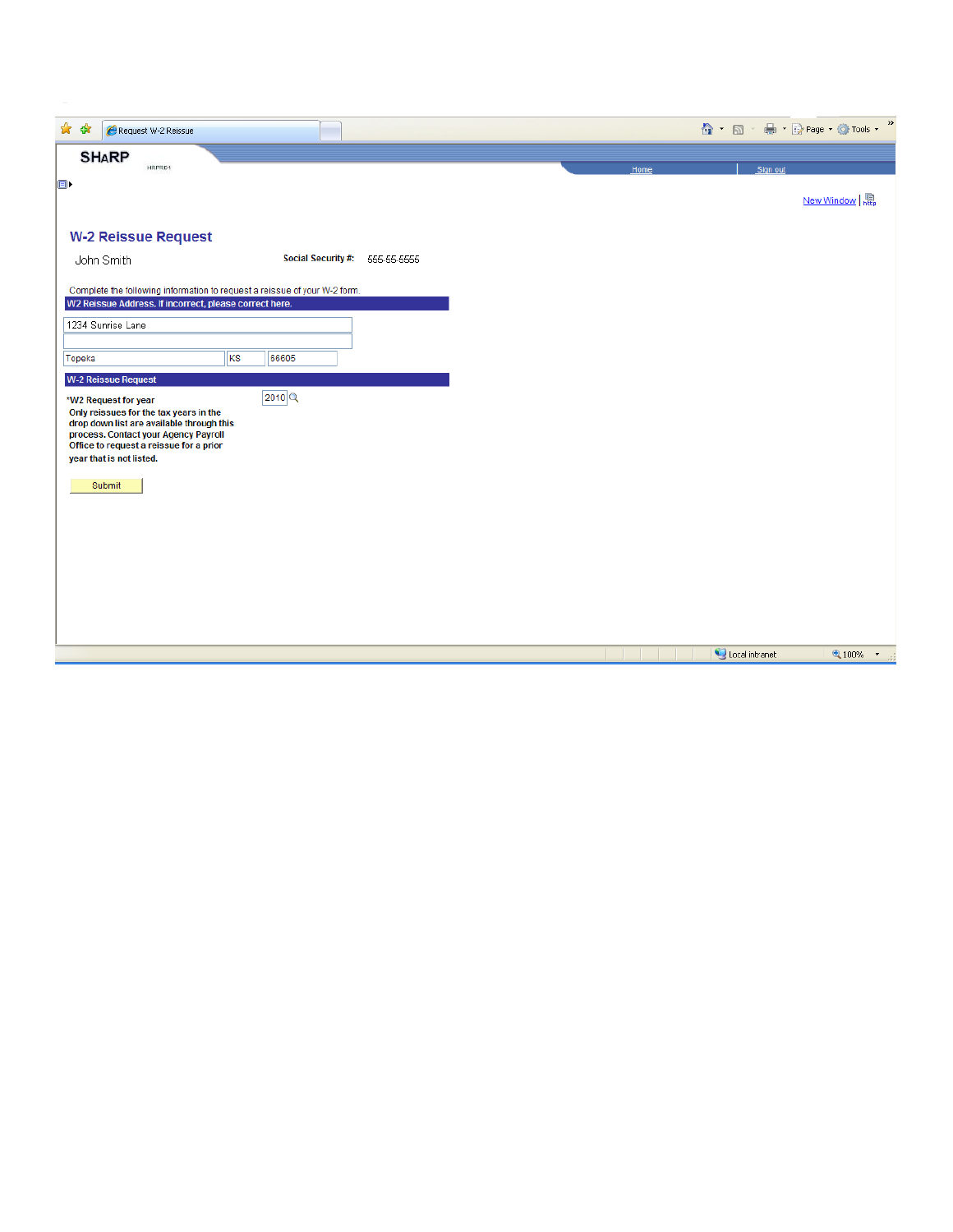Request W-2 Reissue

SHARP

HRPRD1

Home | Sign out

New Window

## W-2 Reissue Request

John Smith

**Social Security #:** 555-55-5555

Complete the following information to request a reissue of your W-2 form.

**W2 Reissue Address. If incorrect, please correct here.**

1234 Sunrise Lane

Topeka | KS | 66605

**W-2 Reissue Request**

***W2 Request for year** 2010

**Only reissues for the tax years in the drop down list are available through this process. Contact your Agency Payroll Office to request a reissue for a prior year that is not listed.**

Submit

Local intranet | 100%